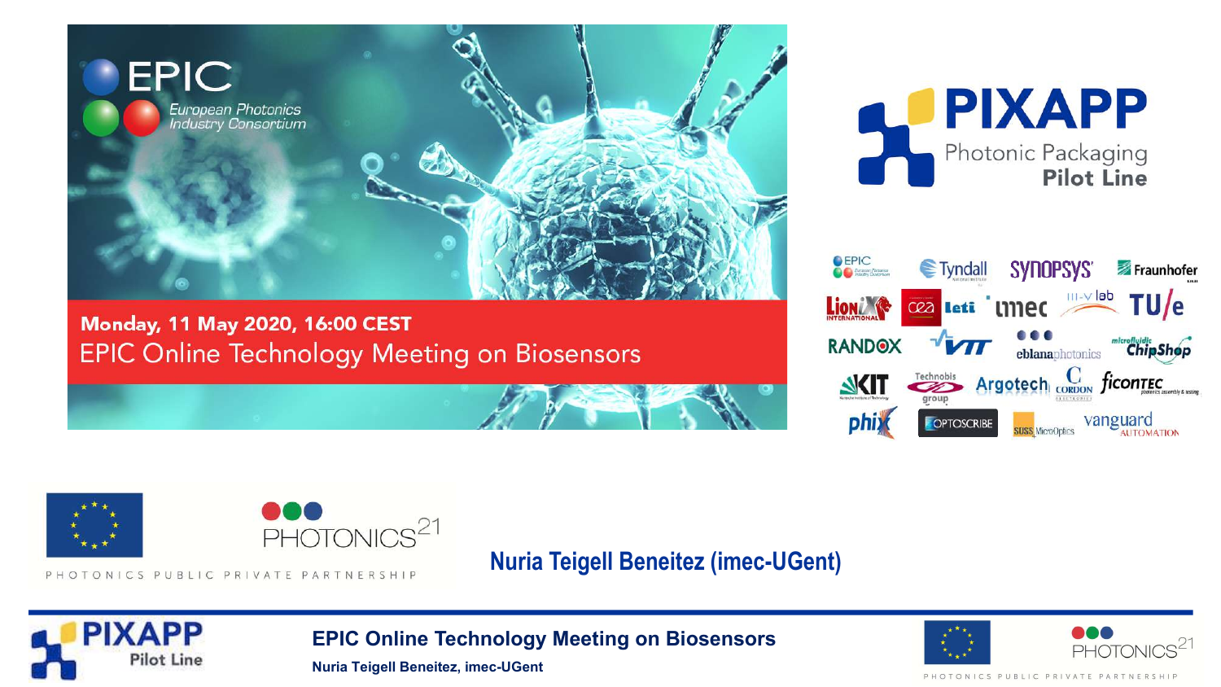# EPIC Online Technology Meeting on Biosensors

**Monday, 11 May 2020, 16:00 CEST**

EPIC – European Photonics Industry Consortium

PIXAPP – Photonic Packaging Pilot Line

PHOTONICS21 – PHOTONICS PUBLIC PRIVATE PARTNERSHIP

**Nuria Teigell Beneitez (imec-UGent)**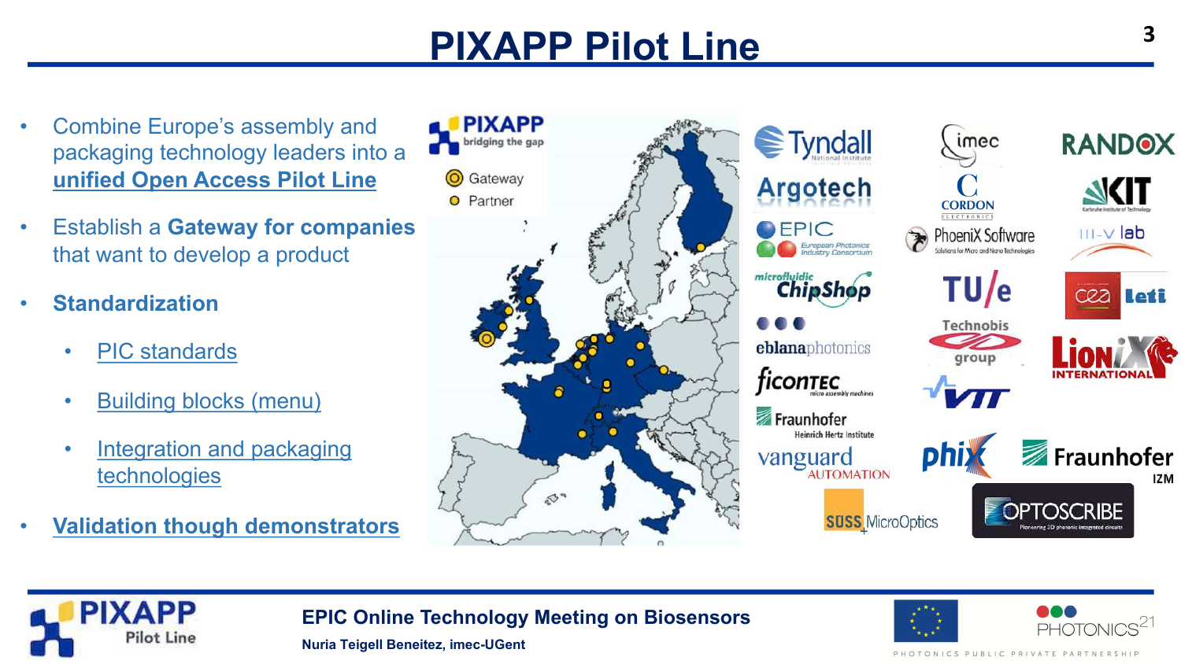# PIXAPP Pilot Line

- Combine Europe's assembly and packaging technology leaders into a **unified Open Access Pilot Line**
- Establish a **Gateway for companies** that want to develop a product
- **Standardization**
  - PIC standards
  - Building blocks (menu)
  - Integration and packaging technologies
- **Validation though demonstrators**

PIXAPP bridging the gap

- Gateway
- Partner

Tyndall, imec, RANDOX, Argotech, CORDON ELECTRONICS, KIT, EPIC European Photonics Industry Consortium, PhoeniX Software, III-V lab, microfluidic ChipShop, TU/e, cea Leti, eblanaphotonics, Technobis group, LioniX International, ficonTEC, VTT, Fraunhofer Heinrich Hertz Institute, vanguard AUTOMATION, phix, Fraunhofer IZM, SÜSS MicroOptics, OPTOSCRIBE

EPIC Online Technology Meeting on Biosensors

Nuria Teigell Beneitez, imec-UGent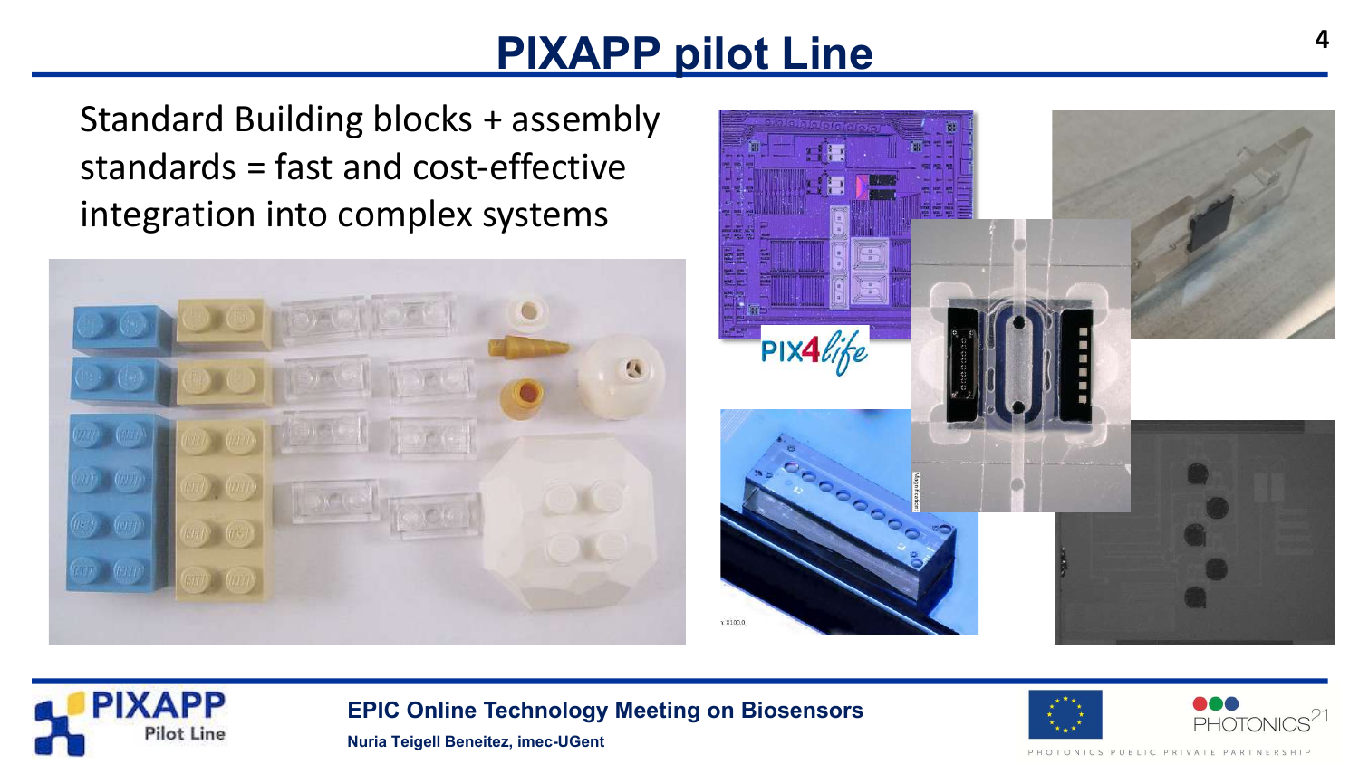# PIXAPP pilot Line

Standard Building blocks + assembly standards = fast and cost-effective integration into complex systems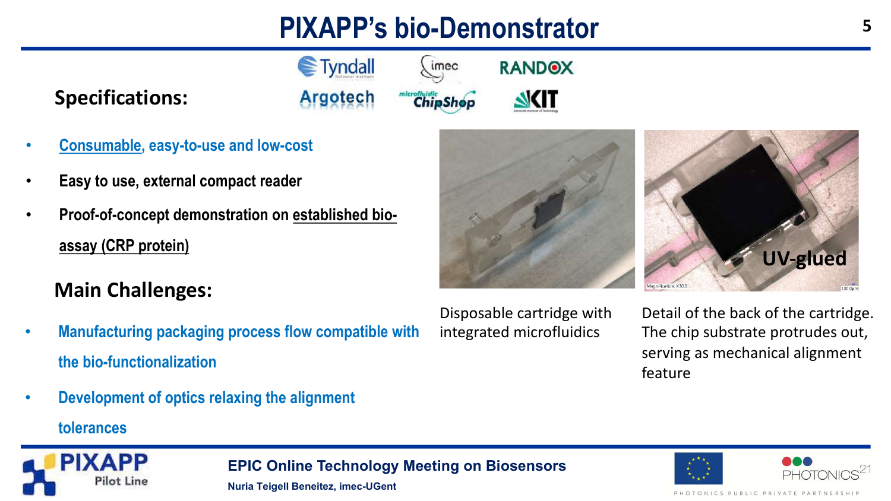# PIXAPP's bio-Demonstrator

**Specifications:**

- Consumable, easy-to-use and low-cost
- Easy to use, external compact reader
- Proof-of-concept demonstration on established bio-assay (CRP protein)

**Main Challenges:**

- Manufacturing packaging process flow compatible with the bio-functionalization
- Development of optics relaxing the alignment tolerances

Disposable cartridge with integrated microfluidics

UV-glued

Detail of the back of the cartridge. The chip substrate protrudes out, serving as mechanical alignment feature

EPIC Online Technology Meeting on Biosensors

Nuria Teigell Beneitez, imec-UGent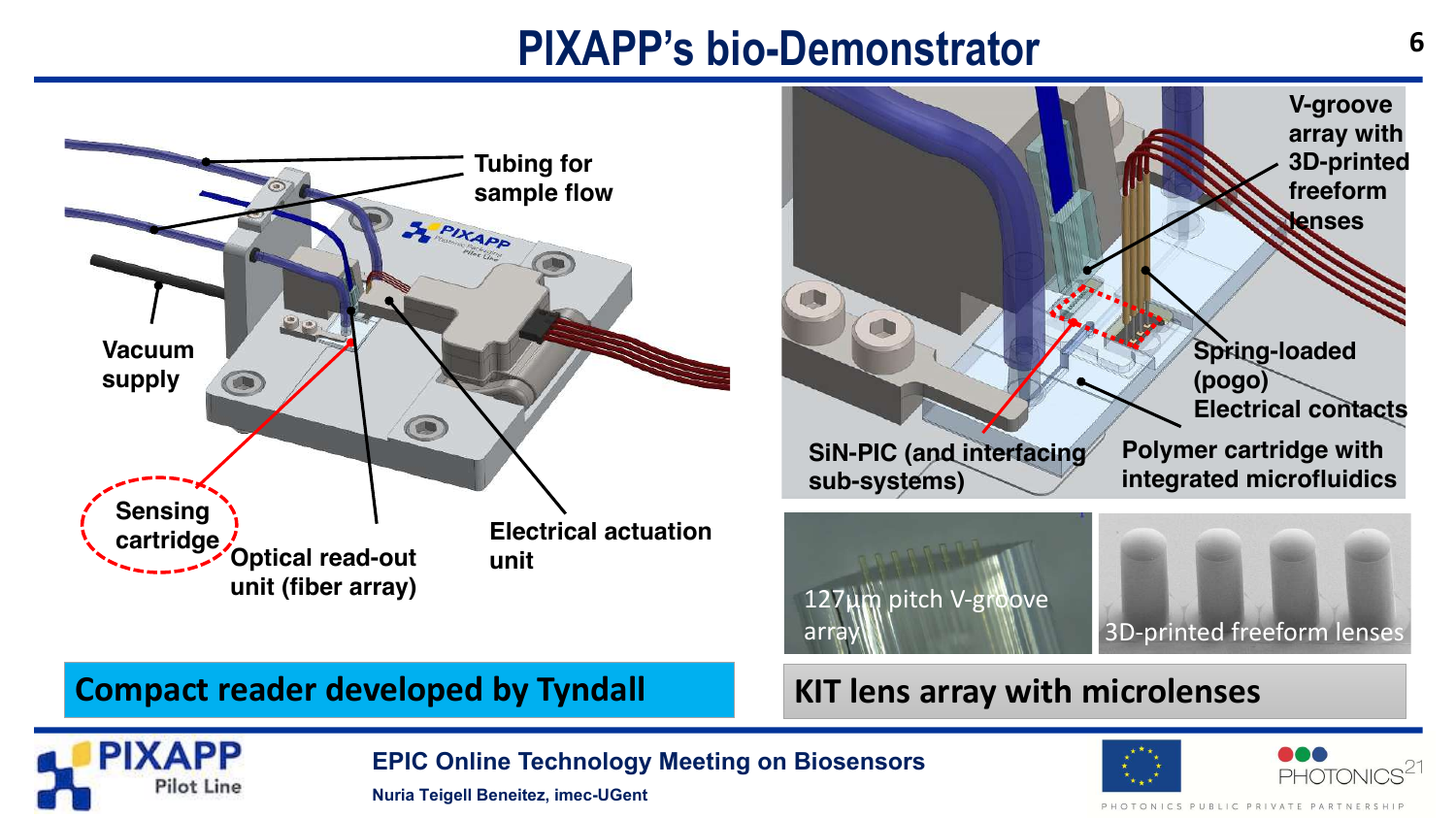# PIXAPP's bio-Demonstrator

Tubing for sample flow

Vacuum supply

Sensing cartridge

Optical read-out unit (fiber array)

Electrical actuation unit

V-groove array with 3D-printed freeform lenses

Spring-loaded (pogo) Electrical contacts

SiN-PIC (and interfacing sub-systems)

Polymer cartridge with integrated microfluidics

127µm pitch V-groove array

3D-printed freeform lenses

**Compact reader developed by Tyndall**

**KIT lens array with microlenses**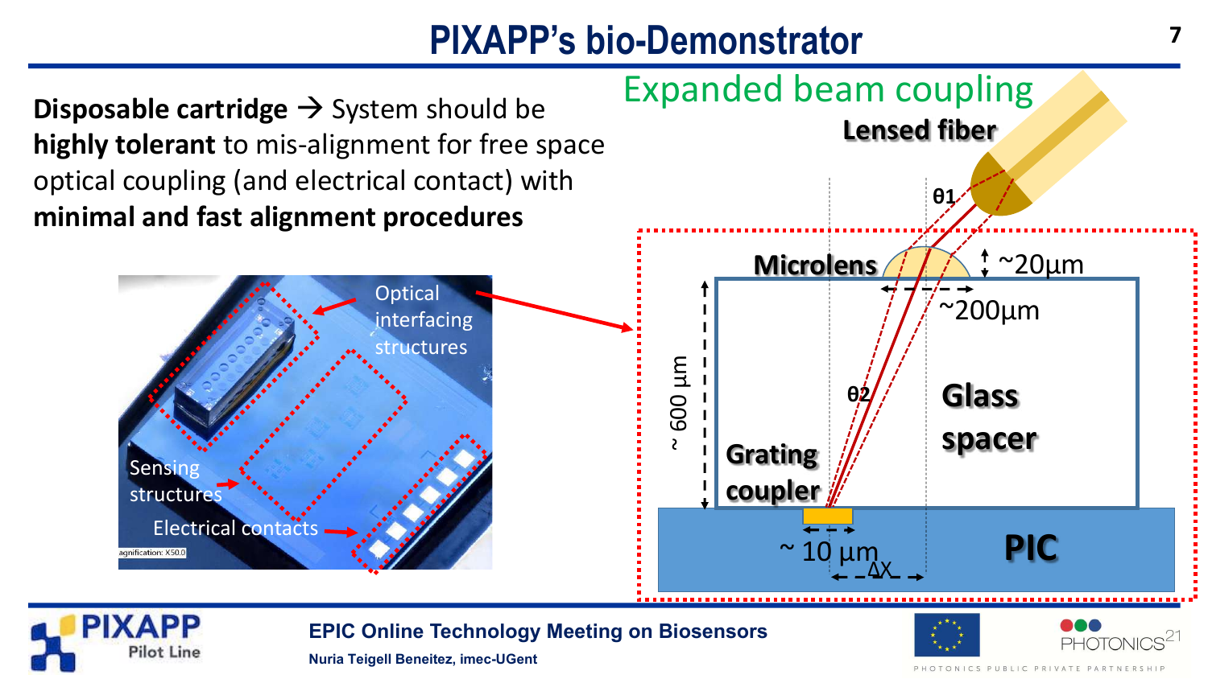# PIXAPP's bio-Demonstrator

**Disposable cartridge** → System should be **highly tolerant** to mis-alignment for free space optical coupling (and electrical contact) with **minimal and fast alignment procedures**

Optical interfacing structures

Sensing structures

Electrical contacts

## Expanded beam coupling

Lensed fiber

$\theta 1$

Microlens

~20µm

~200µm

~ 600 µm

$\theta 2$

Glass spacer

Grating coupler

~ 10 µm

ΔX

PIC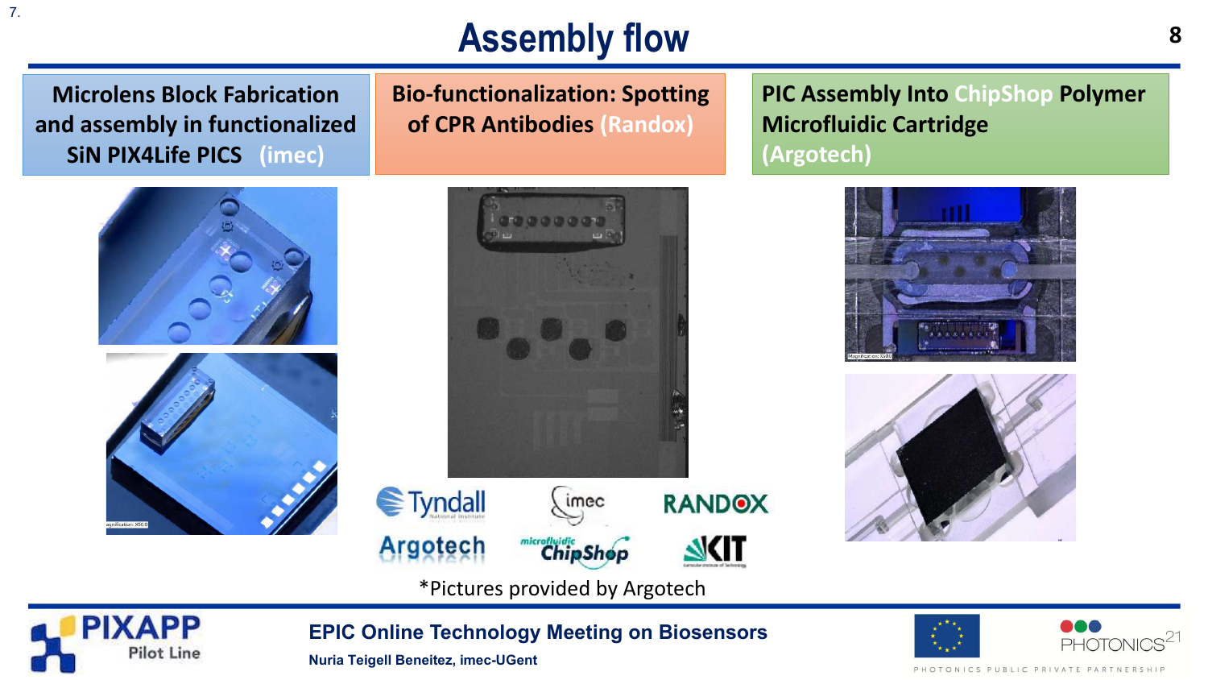# Assembly flow

**Microlens Block Fabrication and assembly in functionalized SiN PIX4Life PICS (imec)**

**Bio-functionalization: Spotting of CPR Antibodies (Randox)**

**PIC Assembly Into ChipShop Polymer Microfluidic Cartridge (Argotech)**

Tyndall · imec · RANDOX · Argotech · microfluidic ChipShop · KIT

*Pictures provided by Argotech

EPIC Online Technology Meeting on Biosensors

Nuria Teigell Beneitez, imec-UGent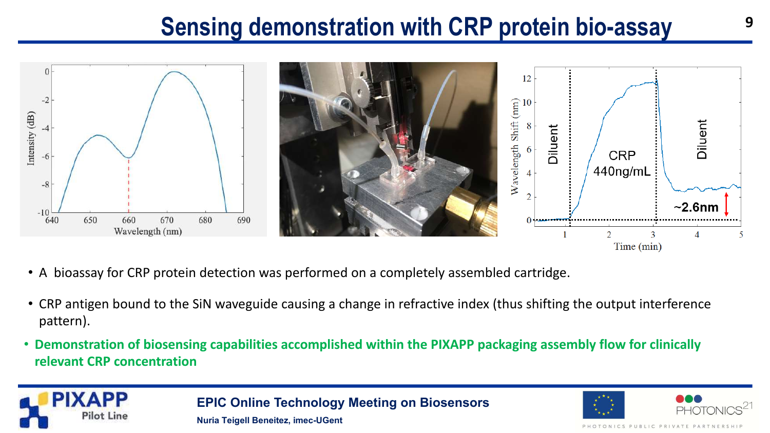# Sensing demonstration with CRP protein bio-assay

- A bioassay for CRP protein detection was performed on a completely assembled cartridge.
- CRP antigen bound to the SiN waveguide causing a change in refractive index (thus shifting the output interference pattern).
- **Demonstration of biosensing capabilities accomplished within the PIXAPP packaging assembly flow for clinically relevant CRP concentration**

**EPIC Online Technology Meeting on Biosensors**

**Nuria Teigell Beneitez, imec-UGent**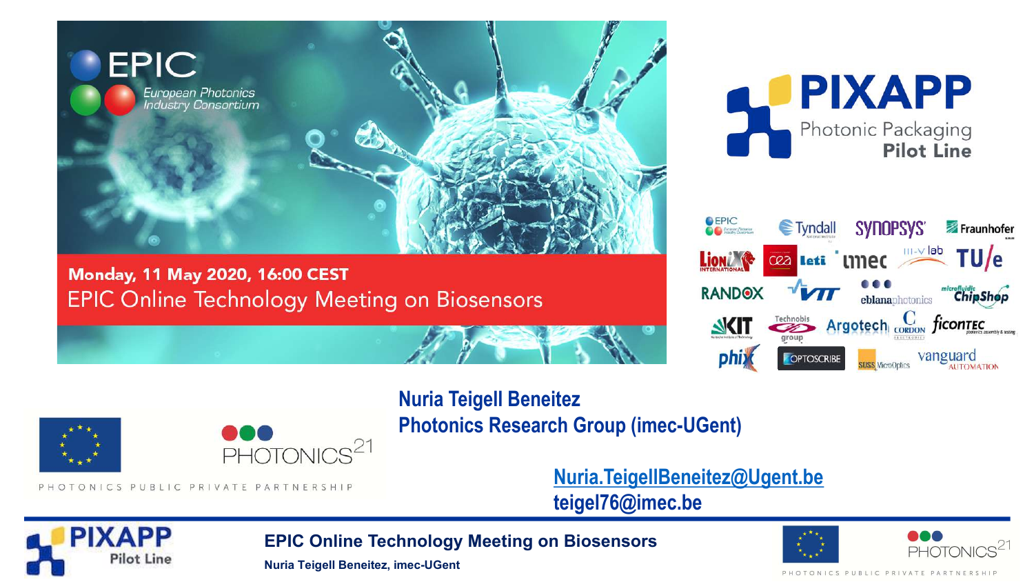EPIC
European Photonics Industry Consortium

**Monday, 11 May 2020, 16:00 CEST**

EPIC Online Technology Meeting on Biosensors

PIXAPP
Photonic Packaging **Pilot Line**

PHOTONICS[21]

PHOTONICS PUBLIC PRIVATE PARTNERSHIP

**Nuria Teigell Beneitez**
**Photonics Research Group (imec-UGent)**

**Nuria.TeigellBeneitez@Ugent.be**
**teigel76@imec.be**